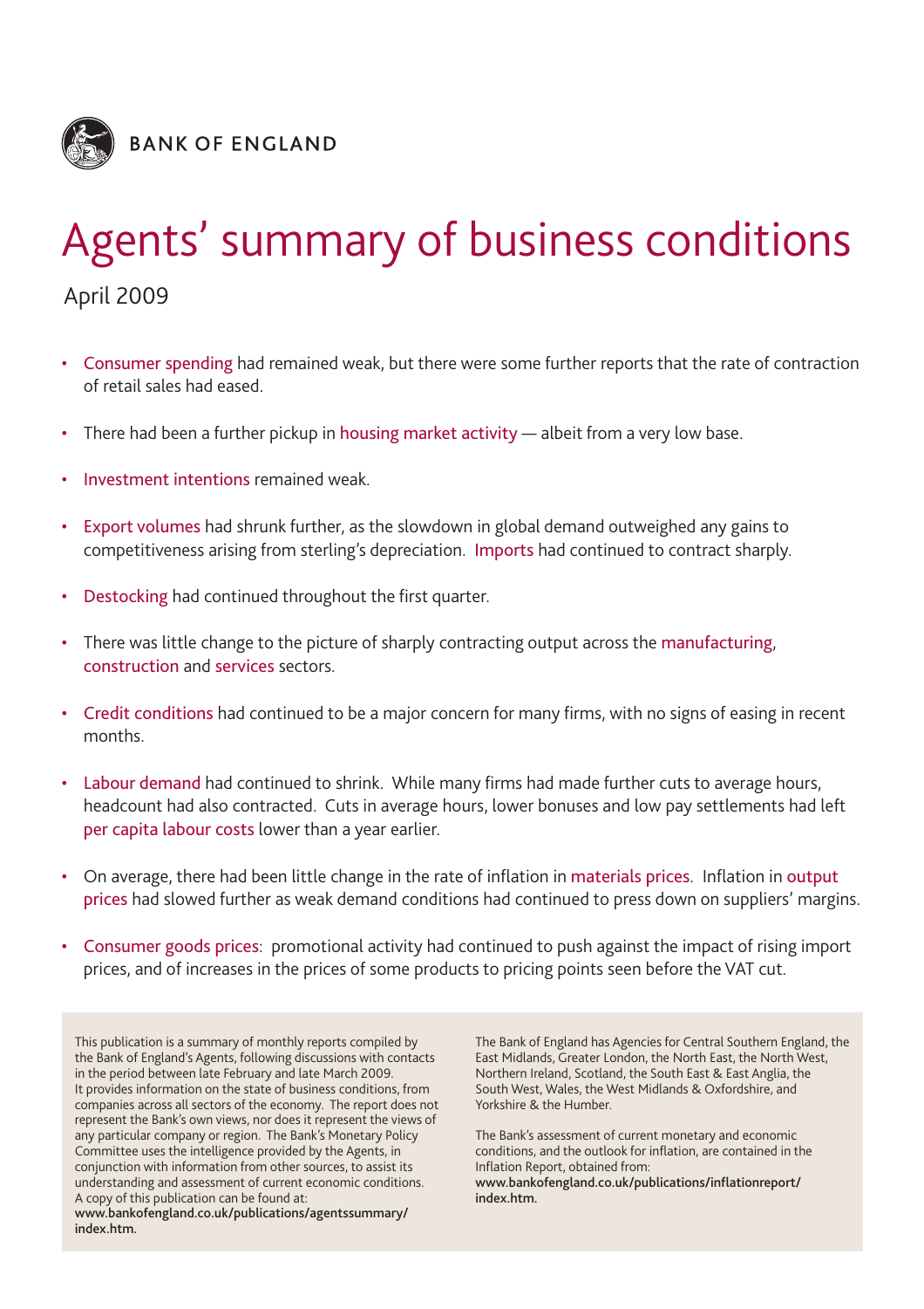BANK OF ENGLAND

# Agents' summary of business conditions

April 2009

- Consumer spending had remained weak, but there were some further reports that the rate of contraction of retail sales had eased.
- There had been a further pickup in housing market activity — albeit from a very low base.
- Investment intentions remained weak.
- Export volumes had shrunk further, as the slowdown in global demand outweighed any gains to competitiveness arising from sterling's depreciation. Imports had continued to contract sharply.
- Destocking had continued throughout the first quarter.
- There was little change to the picture of sharply contracting output across the manufacturing, construction and services sectors.
- Credit conditions had continued to be a major concern for many firms, with no signs of easing in recent months.
- Labour demand had continued to shrink. While many firms had made further cuts to average hours, headcount had also contracted. Cuts in average hours, lower bonuses and low pay settlements had left per capita labour costs lower than a year earlier.
- On average, there had been little change in the rate of inflation in materials prices. Inflation in output prices had slowed further as weak demand conditions had continued to press down on suppliers' margins.
- Consumer goods prices: promotional activity had continued to push against the impact of rising import prices, and of increases in the prices of some products to pricing points seen before the VAT cut.

This publication is a summary of monthly reports compiled by the Bank of England's Agents, following discussions with contacts in the period between late February and late March 2009. It provides information on the state of business conditions, from companies across all sectors of the economy. The report does not represent the Bank's own views, nor does it represent the views of any particular company or region. The Bank's Monetary Policy Committee uses the intelligence provided by the Agents, in conjunction with information from other sources, to assist its understanding and assessment of current economic conditions. A copy of this publication can be found at:
**www.bankofengland.co.uk/publications/agentssummary/index.htm.**

The Bank of England has Agencies for Central Southern England, the East Midlands, Greater London, the North East, the North West, Northern Ireland, Scotland, the South East & East Anglia, the South West, Wales, the West Midlands & Oxfordshire, and Yorkshire & the Humber.

The Bank's assessment of current monetary and economic conditions, and the outlook for inflation, are contained in the Inflation Report, obtained from:
**www.bankofengland.co.uk/publications/inflationreport/index.htm.**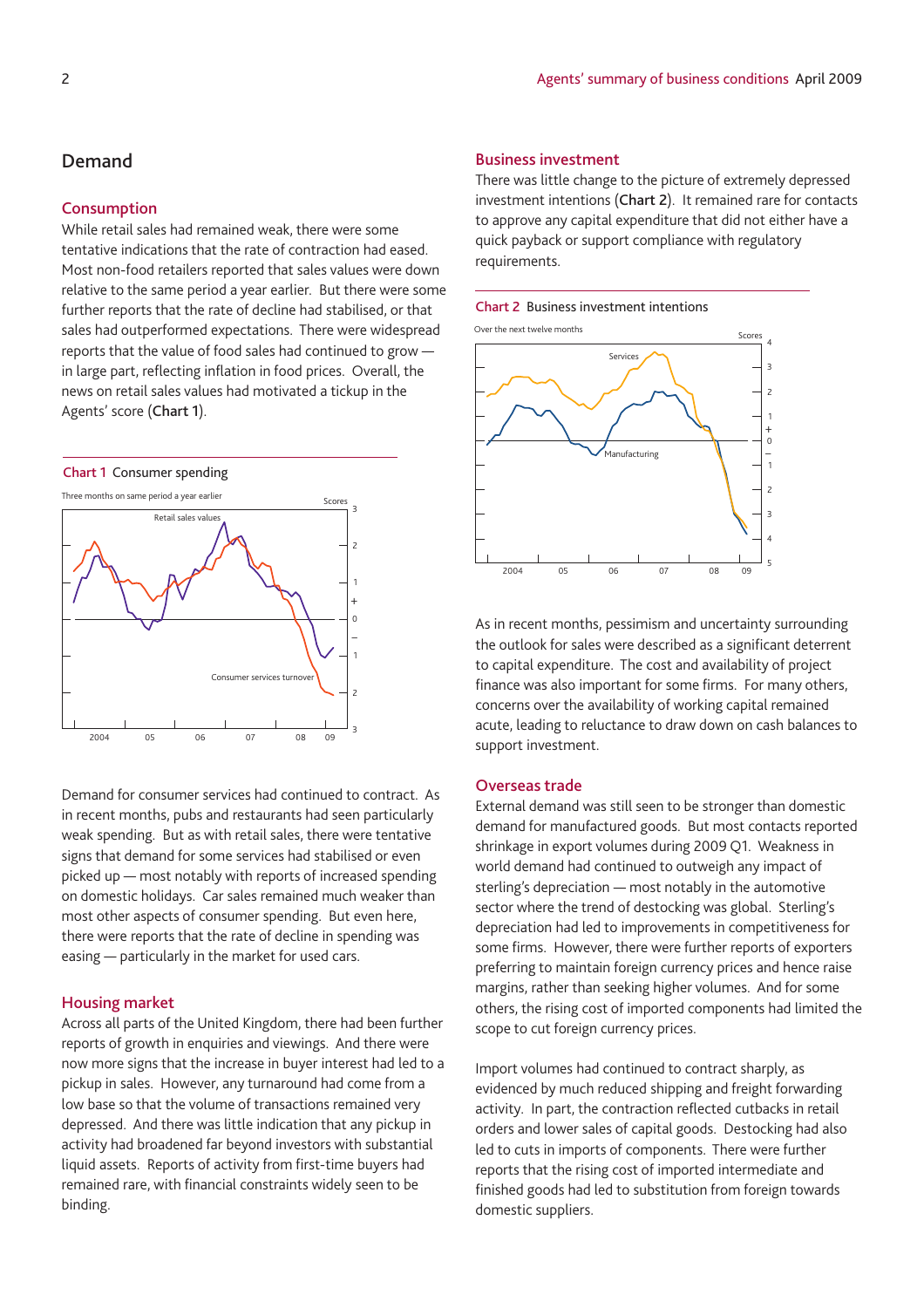## Demand

### Consumption

While retail sales had remained weak, there were some tentative indications that the rate of contraction had eased. Most non-food retailers reported that sales values were down relative to the same period a year earlier. But there were some further reports that the rate of decline had stabilised, or that sales had outperformed expectations. There were widespread reports that the value of food sales had continued to grow — in large part, reflecting inflation in food prices. Overall, the news on retail sales values had motivated a tickup in the Agents' score (**Chart 1**).

**Chart 1** Consumer spending

Three months on same period a year earlier

Demand for consumer services had continued to contract. As in recent months, pubs and restaurants had seen particularly weak spending. But as with retail sales, there were tentative signs that demand for some services had stabilised or even picked up — most notably with reports of increased spending on domestic holidays. Car sales remained much weaker than most other aspects of consumer spending. But even here, there were reports that the rate of decline in spending was easing — particularly in the market for used cars.

### Housing market

Across all parts of the United Kingdom, there had been further reports of growth in enquiries and viewings. And there were now more signs that the increase in buyer interest had led to a pickup in sales. However, any turnaround had come from a low base so that the volume of transactions remained very depressed. And there was little indication that any pickup in activity had broadened far beyond investors with substantial liquid assets. Reports of activity from first-time buyers had remained rare, with financial constraints widely seen to be binding.

### Business investment

There was little change to the picture of extremely depressed investment intentions (**Chart 2**). It remained rare for contacts to approve any capital expenditure that did not either have a quick payback or support compliance with regulatory requirements.

**Chart 2** Business investment intentions

Over the next twelve months

As in recent months, pessimism and uncertainty surrounding the outlook for sales were described as a significant deterrent to capital expenditure. The cost and availability of project finance was also important for some firms. For many others, concerns over the availability of working capital remained acute, leading to reluctance to draw down on cash balances to support investment.

### Overseas trade

External demand was still seen to be stronger than domestic demand for manufactured goods. But most contacts reported shrinkage in export volumes during 2009 Q1. Weakness in world demand had continued to outweigh any impact of sterling's depreciation — most notably in the automotive sector where the trend of destocking was global. Sterling's depreciation had led to improvements in competitiveness for some firms. However, there were further reports of exporters preferring to maintain foreign currency prices and hence raise margins, rather than seeking higher volumes. And for some others, the rising cost of imported components had limited the scope to cut foreign currency prices.

Import volumes had continued to contract sharply, as evidenced by much reduced shipping and freight forwarding activity. In part, the contraction reflected cutbacks in retail orders and lower sales of capital goods. Destocking had also led to cuts in imports of components. There were further reports that the rising cost of imported intermediate and finished goods had led to substitution from foreign towards domestic suppliers.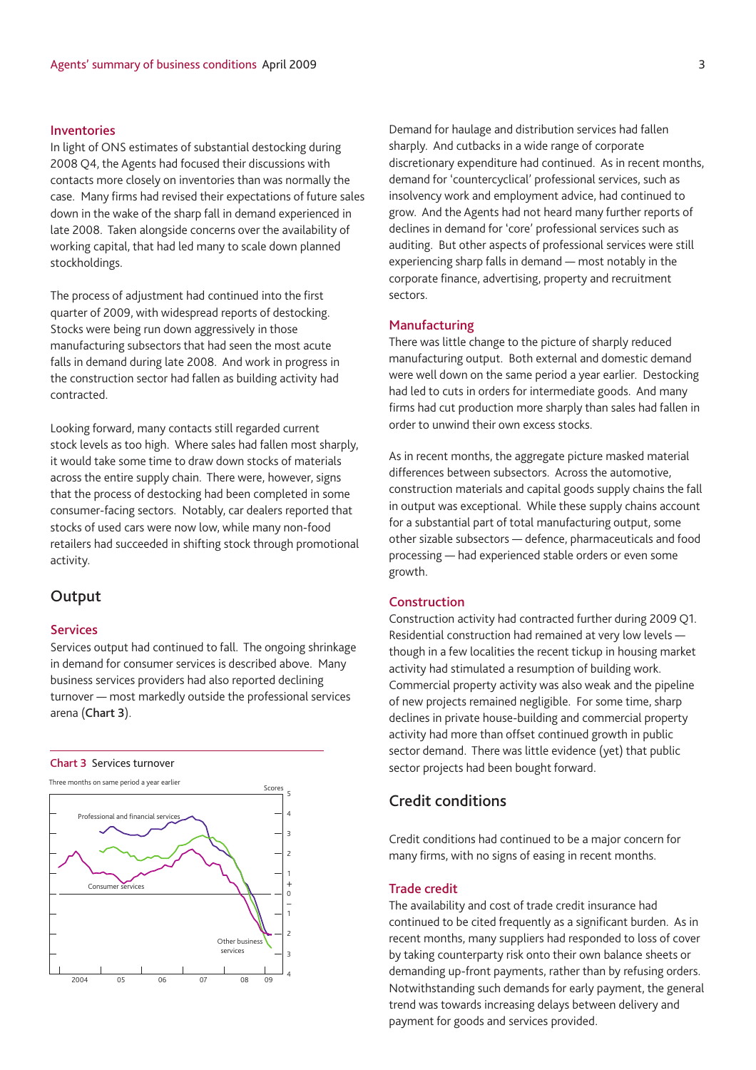### Inventories

In light of ONS estimates of substantial destocking during 2008 Q4, the Agents had focused their discussions with contacts more closely on inventories than was normally the case. Many firms had revised their expectations of future sales down in the wake of the sharp fall in demand experienced in late 2008. Taken alongside concerns over the availability of working capital, that had led many to scale down planned stockholdings.

The process of adjustment had continued into the first quarter of 2009, with widespread reports of destocking. Stocks were being run down aggressively in those manufacturing subsectors that had seen the most acute falls in demand during late 2008. And work in progress in the construction sector had fallen as building activity had contracted.

Looking forward, many contacts still regarded current stock levels as too high. Where sales had fallen most sharply, it would take some time to draw down stocks of materials across the entire supply chain. There were, however, signs that the process of destocking had been completed in some consumer-facing sectors. Notably, car dealers reported that stocks of used cars were now low, while many non-food retailers had succeeded in shifting stock through promotional activity.

## Output

### Services

Services output had continued to fall. The ongoing shrinkage in demand for consumer services is described above. Many business services providers had also reported declining turnover — most markedly outside the professional services arena (**Chart 3**).

**Chart 3** Services turnover

Three months on same period a year earlier

Demand for haulage and distribution services had fallen sharply. And cutbacks in a wide range of corporate discretionary expenditure had continued. As in recent months, demand for 'countercyclical' professional services, such as insolvency work and employment advice, had continued to grow. And the Agents had not heard many further reports of declines in demand for 'core' professional services such as auditing. But other aspects of professional services were still experiencing sharp falls in demand — most notably in the corporate finance, advertising, property and recruitment sectors.

### Manufacturing

There was little change to the picture of sharply reduced manufacturing output. Both external and domestic demand were well down on the same period a year earlier. Destocking had led to cuts in orders for intermediate goods. And many firms had cut production more sharply than sales had fallen in order to unwind their own excess stocks.

As in recent months, the aggregate picture masked material differences between subsectors. Across the automotive, construction materials and capital goods supply chains the fall in output was exceptional. While these supply chains account for a substantial part of total manufacturing output, some other sizable subsectors — defence, pharmaceuticals and food processing — had experienced stable orders or even some growth.

### Construction

Construction activity had contracted further during 2009 Q1. Residential construction had remained at very low levels — though in a few localities the recent tickup in housing market activity had stimulated a resumption of building work. Commercial property activity was also weak and the pipeline of new projects remained negligible. For some time, sharp declines in private house-building and commercial property activity had more than offset continued growth in public sector demand. There was little evidence (yet) that public sector projects had been bought forward.

## Credit conditions

Credit conditions had continued to be a major concern for many firms, with no signs of easing in recent months.

### Trade credit

The availability and cost of trade credit insurance had continued to be cited frequently as a significant burden. As in recent months, many suppliers had responded to loss of cover by taking counterparty risk onto their own balance sheets or demanding up-front payments, rather than by refusing orders. Notwithstanding such demands for early payment, the general trend was towards increasing delays between delivery and payment for goods and services provided.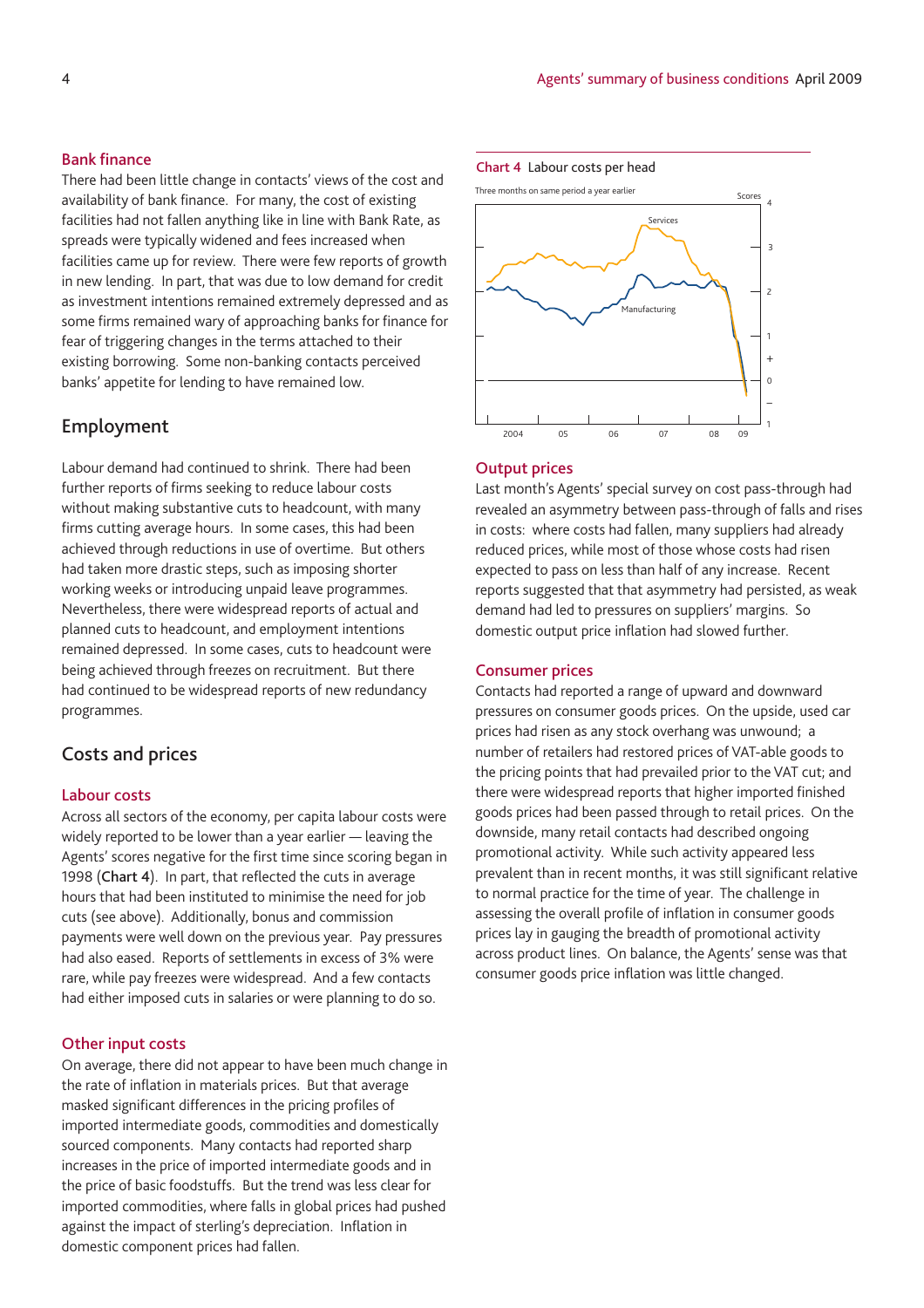### Bank finance

There had been little change in contacts' views of the cost and availability of bank finance. For many, the cost of existing facilities had not fallen anything like in line with Bank Rate, as spreads were typically widened and fees increased when facilities came up for review. There were few reports of growth in new lending. In part, that was due to low demand for credit as investment intentions remained extremely depressed and as some firms remained wary of approaching banks for finance for fear of triggering changes in the terms attached to their existing borrowing. Some non-banking contacts perceived banks' appetite for lending to have remained low.

## Employment

Labour demand had continued to shrink. There had been further reports of firms seeking to reduce labour costs without making substantive cuts to headcount, with many firms cutting average hours. In some cases, this had been achieved through reductions in use of overtime. But others had taken more drastic steps, such as imposing shorter working weeks or introducing unpaid leave programmes. Nevertheless, there were widespread reports of actual and planned cuts to headcount, and employment intentions remained depressed. In some cases, cuts to headcount were being achieved through freezes on recruitment. But there had continued to be widespread reports of new redundancy programmes.

## Costs and prices

### Labour costs

Across all sectors of the economy, per capita labour costs were widely reported to be lower than a year earlier — leaving the Agents' scores negative for the first time since scoring began in 1998 (**Chart 4**). In part, that reflected the cuts in average hours that had been instituted to minimise the need for job cuts (see above). Additionally, bonus and commission payments were well down on the previous year. Pay pressures had also eased. Reports of settlements in excess of 3% were rare, while pay freezes were widespread. And a few contacts had either imposed cuts in salaries or were planning to do so.

### Other input costs

On average, there did not appear to have been much change in the rate of inflation in materials prices. But that average masked significant differences in the pricing profiles of imported intermediate goods, commodities and domestically sourced components. Many contacts had reported sharp increases in the price of imported intermediate goods and in the price of basic foodstuffs. But the trend was less clear for imported commodities, where falls in global prices had pushed against the impact of sterling's depreciation. Inflation in domestic component prices had fallen.

**Chart 4** Labour costs per head

Three months on same period a year earlier

Scores

4
3
2
1
+
0
–
1

Services

Manufacturing

2004 05 06 07 08 09

### Output prices

Last month's Agents' special survey on cost pass-through had revealed an asymmetry between pass-through of falls and rises in costs: where costs had fallen, many suppliers had already reduced prices, while most of those whose costs had risen expected to pass on less than half of any increase. Recent reports suggested that that asymmetry had persisted, as weak demand had led to pressures on suppliers' margins. So domestic output price inflation had slowed further.

### Consumer prices

Contacts had reported a range of upward and downward pressures on consumer goods prices. On the upside, used car prices had risen as any stock overhang was unwound; a number of retailers had restored prices of VAT-able goods to the pricing points that had prevailed prior to the VAT cut; and there were widespread reports that higher imported finished goods prices had been passed through to retail prices. On the downside, many retail contacts had described ongoing promotional activity. While such activity appeared less prevalent than in recent months, it was still significant relative to normal practice for the time of year. The challenge in assessing the overall profile of inflation in consumer goods prices lay in gauging the breadth of promotional activity across product lines. On balance, the Agents' sense was that consumer goods price inflation was little changed.